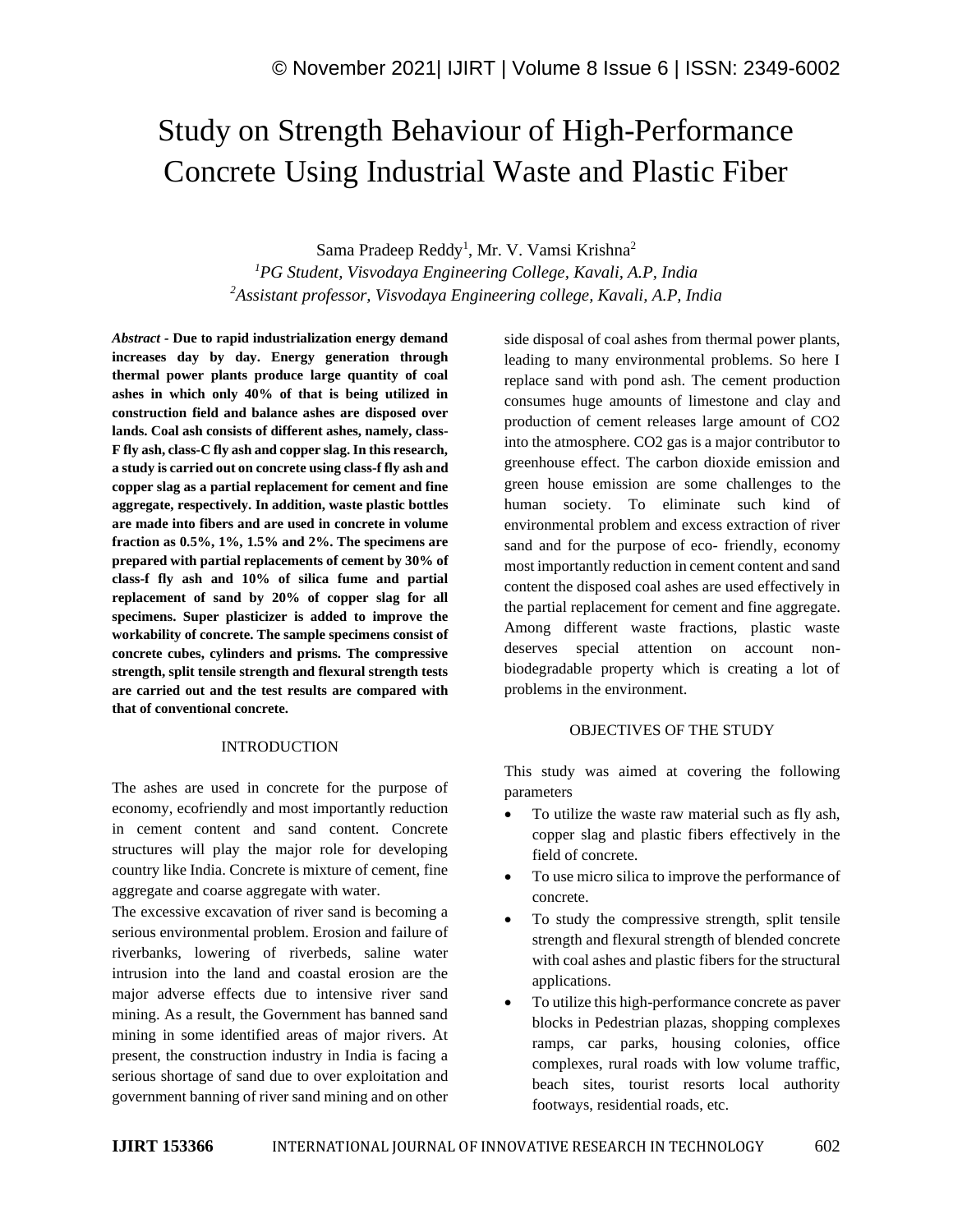# Study on Strength Behaviour of High-Performance Concrete Using Industrial Waste and Plastic Fiber

Sama Pradeep Reddy[1], Mr. V. Vamsi Krishna[2]

[1]*PG Student, Visvodaya Engineering College, Kavali, A.P, India*

[2]*Assistant professor, Visvodaya Engineering college, Kavali, A.P, India*

***Abstract* - Due to rapid industrialization energy demand increases day by day. Energy generation through thermal power plants produce large quantity of coal ashes in which only 40% of that is being utilized in construction field and balance ashes are disposed over lands. Coal ash consists of different ashes, namely, class-F fly ash, class-C fly ash and copper slag. In this research, a study is carried out on concrete using class-f fly ash and copper slag as a partial replacement for cement and fine aggregate, respectively. In addition, waste plastic bottles are made into fibers and are used in concrete in volume fraction as 0.5%, 1%, 1.5% and 2%. The specimens are prepared with partial replacements of cement by 30% of class-f fly ash and 10% of silica fume and partial replacement of sand by 20% of copper slag for all specimens. Super plasticizer is added to improve the workability of concrete. The sample specimens consist of concrete cubes, cylinders and prisms. The compressive strength, split tensile strength and flexural strength tests are carried out and the test results are compared with that of conventional concrete.**

## INTRODUCTION

The ashes are used in concrete for the purpose of economy, ecofriendly and most importantly reduction in cement content and sand content. Concrete structures will play the major role for developing country like India. Concrete is mixture of cement, fine aggregate and coarse aggregate with water.

The excessive excavation of river sand is becoming a serious environmental problem. Erosion and failure of riverbanks, lowering of riverbeds, saline water intrusion into the land and coastal erosion are the major adverse effects due to intensive river sand mining. As a result, the Government has banned sand mining in some identified areas of major rivers. At present, the construction industry in India is facing a serious shortage of sand due to over exploitation and government banning of river sand mining and on other side disposal of coal ashes from thermal power plants, leading to many environmental problems. So here I replace sand with pond ash. The cement production consumes huge amounts of limestone and clay and production of cement releases large amount of $CO_2$ into the atmosphere. $CO_2$ gas is a major contributor to greenhouse effect. The carbon dioxide emission and green house emission are some challenges to the human society. To eliminate such kind of environmental problem and excess extraction of river sand and for the purpose of eco- friendly, economy most importantly reduction in cement content and sand content the disposed coal ashes are used effectively in the partial replacement for cement and fine aggregate. Among different waste fractions, plastic waste deserves special attention on account non-biodegradable property which is creating a lot of problems in the environment.

## OBJECTIVES OF THE STUDY

This study was aimed at covering the following parameters

- To utilize the waste raw material such as fly ash, copper slag and plastic fibers effectively in the field of concrete.
- To use micro silica to improve the performance of concrete.
- To study the compressive strength, split tensile strength and flexural strength of blended concrete with coal ashes and plastic fibers for the structural applications.
- To utilize this high-performance concrete as paver blocks in Pedestrian plazas, shopping complexes ramps, car parks, housing colonies, office complexes, rural roads with low volume traffic, beach sites, tourist resorts local authority footways, residential roads, etc.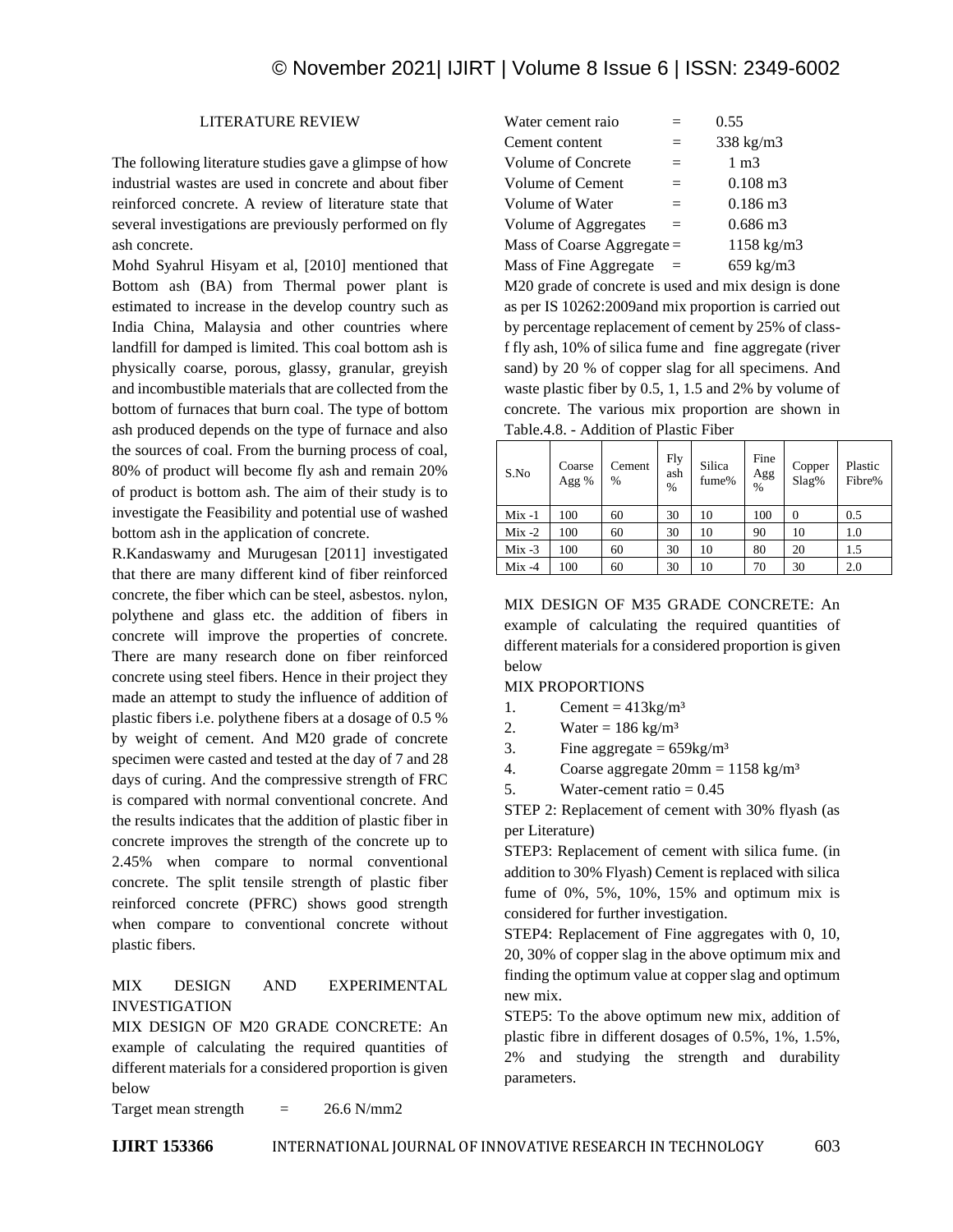## LITERATURE REVIEW

The following literature studies gave a glimpse of how industrial wastes are used in concrete and about fiber reinforced concrete. A review of literature state that several investigations are previously performed on fly ash concrete.

Mohd Syahrul Hisyam et al, [2010] mentioned that Bottom ash (BA) from Thermal power plant is estimated to increase in the develop country such as India China, Malaysia and other countries where landfill for damped is limited. This coal bottom ash is physically coarse, porous, glassy, granular, greyish and incombustible materials that are collected from the bottom of furnaces that burn coal. The type of bottom ash produced depends on the type of furnace and also the sources of coal. From the burning process of coal, 80% of product will become fly ash and remain 20% of product is bottom ash. The aim of their study is to investigate the Feasibility and potential use of washed bottom ash in the application of concrete.

R.Kandaswamy and Murugesan [2011] investigated that there are many different kind of fiber reinforced concrete, the fiber which can be steel, asbestos. nylon, polythene and glass etc. the addition of fibers in concrete will improve the properties of concrete. There are many research done on fiber reinforced concrete using steel fibers. Hence in their project they made an attempt to study the influence of addition of plastic fibers i.e. polythene fibers at a dosage of 0.5 % by weight of cement. And M20 grade of concrete specimen were casted and tested at the day of 7 and 28 days of curing. And the compressive strength of FRC is compared with normal conventional concrete. And the results indicates that the addition of plastic fiber in concrete improves the strength of the concrete up to 2.45% when compare to normal conventional concrete. The split tensile strength of plastic fiber reinforced concrete (PFRC) shows good strength when compare to conventional concrete without plastic fibers.

## MIX DESIGN AND EXPERIMENTAL INVESTIGATION

MIX DESIGN OF M20 GRADE CONCRETE: An example of calculating the required quantities of different materials for a considered proportion is given below

Target mean strength = 26.6 N/mm2

Water cement raio = 0.55

Cement content = 338 kg/m3

Volume of Concrete = 1 m3

Volume of Cement = 0.108 m3

Volume of Water = 0.186 m3

Volume of Aggregates = 0.686 m3

Mass of Coarse Aggregate = 1158 kg/m3

Mass of Fine Aggregate = 659 kg/m3

M20 grade of concrete is used and mix design is done as per IS 10262:2009and mix proportion is carried out by percentage replacement of cement by 25% of class-f fly ash, 10% of silica fume and fine aggregate (river sand) by 20 % of copper slag for all specimens. And waste plastic fiber by 0.5, 1, 1.5 and 2% by volume of concrete. The various mix proportion are shown in Table.4.8. - Addition of Plastic Fiber

| S.No | Coarse Agg % | Cement % | Fly ash % | Silica fume% | Fine Agg % | Copper Slag% | Plastic Fibre% |
|---|---|---|---|---|---|---|---|
| Mix -1 | 100 | 60 | 30 | 10 | 100 | 0 | 0.5 |
| Mix -2 | 100 | 60 | 30 | 10 | 90 | 10 | 1.0 |
| Mix -3 | 100 | 60 | 30 | 10 | 80 | 20 | 1.5 |
| Mix -4 | 100 | 60 | 30 | 10 | 70 | 30 | 2.0 |

MIX DESIGN OF M35 GRADE CONCRETE: An example of calculating the required quantities of different materials for a considered proportion is given below

MIX PROPORTIONS

1. Cement = 413kg/m³
2. Water = 186 kg/m³
3. Fine aggregate = 659kg/m³
4. Coarse aggregate 20mm = 1158 kg/m³
5. Water-cement ratio = 0.45

STEP 2: Replacement of cement with 30% flyash (as per Literature)

STEP3: Replacement of cement with silica fume. (in addition to 30% Flyash) Cement is replaced with silica fume of 0%, 5%, 10%, 15% and optimum mix is considered for further investigation.

STEP4: Replacement of Fine aggregates with 0, 10, 20, 30% of copper slag in the above optimum mix and finding the optimum value at copper slag and optimum new mix.

STEP5: To the above optimum new mix, addition of plastic fibre in different dosages of 0.5%, 1%, 1.5%, 2% and studying the strength and durability parameters.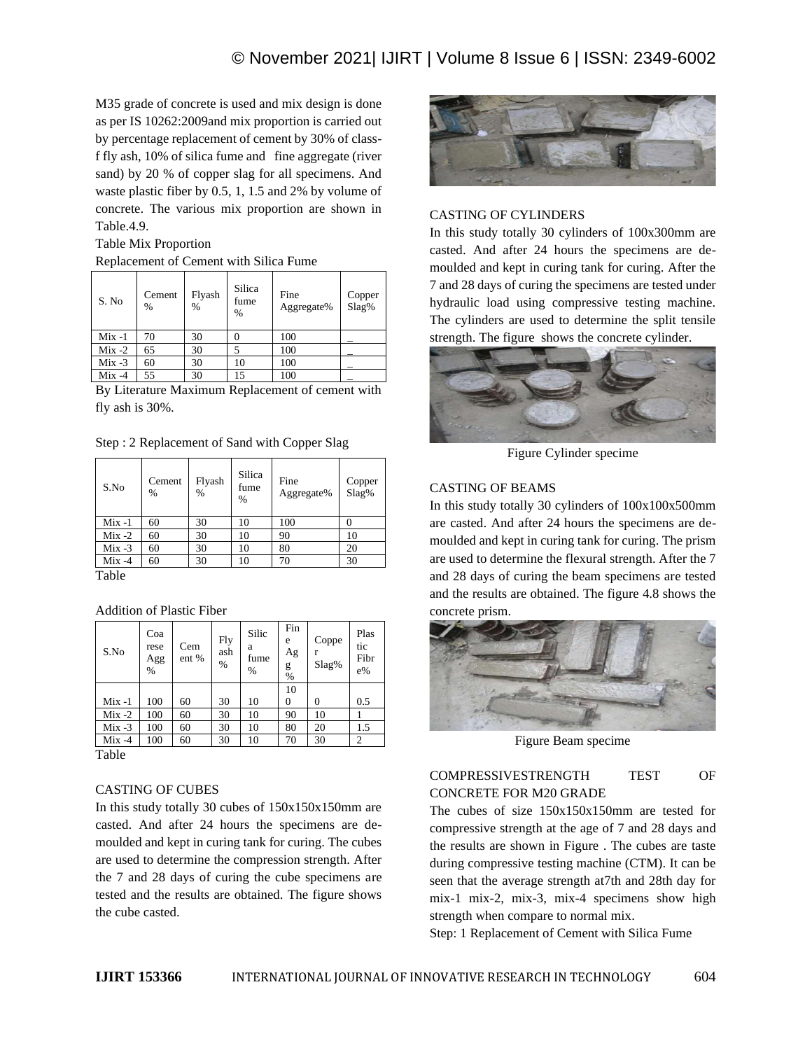M35 grade of concrete is used and mix design is done as per IS 10262:2009and mix proportion is carried out by percentage replacement of cement by 30% of class-f fly ash, 10% of silica fume and fine aggregate (river sand) by 20 % of copper slag for all specimens. And waste plastic fiber by 0.5, 1, 1.5 and 2% by volume of concrete. The various mix proportion are shown in Table.4.9.

Table Mix Proportion

Replacement of Cement with Silica Fume

| S. No | Cement % | Flyash % | Silica fume % | Fine Aggregate% | Copper Slag% |
|---|---|---|---|---|---|
| Mix -1 | 70 | 30 | 0 | 100 | _ |
| Mix -2 | 65 | 30 | 5 | 100 | _ |
| Mix -3 | 60 | 30 | 10 | 100 | _ |
| Mix -4 | 55 | 30 | 15 | 100 | _ |

By Literature Maximum Replacement of cement with fly ash is 30%.

Step : 2 Replacement of Sand with Copper Slag

| S.No | Cement % | Flyash % | Silica fume % | Fine Aggregate% | Copper Slag% |
|---|---|---|---|---|---|
| Mix -1 | 60 | 30 | 10 | 100 | 0 |
| Mix -2 | 60 | 30 | 10 | 90 | 10 |
| Mix -3 | 60 | 30 | 10 | 80 | 20 |
| Mix -4 | 60 | 30 | 10 | 70 | 30 |

Table

Addition of Plastic Fiber

| S.No | Coarese Agg % | Cement % | Fly ash % | Silica fume % | Fine Agg % | Copper Slag% | Plastic Fibre% |
|---|---|---|---|---|---|---|---|
| Mix -1 | 100 | 60 | 30 | 10 | 100 | 0 | 0.5 |
| Mix -2 | 100 | 60 | 30 | 10 | 90 | 10 | 1 |
| Mix -3 | 100 | 60 | 30 | 10 | 80 | 20 | 1.5 |
| Mix -4 | 100 | 60 | 30 | 10 | 70 | 30 | 2 |

Table

CASTING OF CUBES

In this study totally 30 cubes of 150x150x150mm are casted. And after 24 hours the specimens are de-moulded and kept in curing tank for curing. The cubes are used to determine the compression strength. After the 7 and 28 days of curing the cube specimens are tested and the results are obtained. The figure shows the cube casted.

CASTING OF CYLINDERS

In this study totally 30 cylinders of 100x300mm are casted. And after 24 hours the specimens are de-moulded and kept in curing tank for curing. After the 7 and 28 days of curing the specimens are tested under hydraulic load using compressive testing machine. The cylinders are used to determine the split tensile strength. The figure shows the concrete cylinder.

Figure Cylinder specime

CASTING OF BEAMS

In this study totally 30 cylinders of 100x100x500mm are casted. And after 24 hours the specimens are de-moulded and kept in curing tank for curing. The prism are used to determine the flexural strength. After the 7 and 28 days of curing the beam specimens are tested and the results are obtained. The figure 4.8 shows the concrete prism.

Figure Beam specime

COMPRESSIVESTRENGTH TEST OF CONCRETE FOR M20 GRADE

The cubes of size 150x150x150mm are tested for compressive strength at the age of 7 and 28 days and the results are shown in Figure . The cubes are taste during compressive testing machine (CTM). It can be seen that the average strength at7th and 28th day for mix-1 mix-2, mix-3, mix-4 specimens show high strength when compare to normal mix.

Step: 1 Replacement of Cement with Silica Fume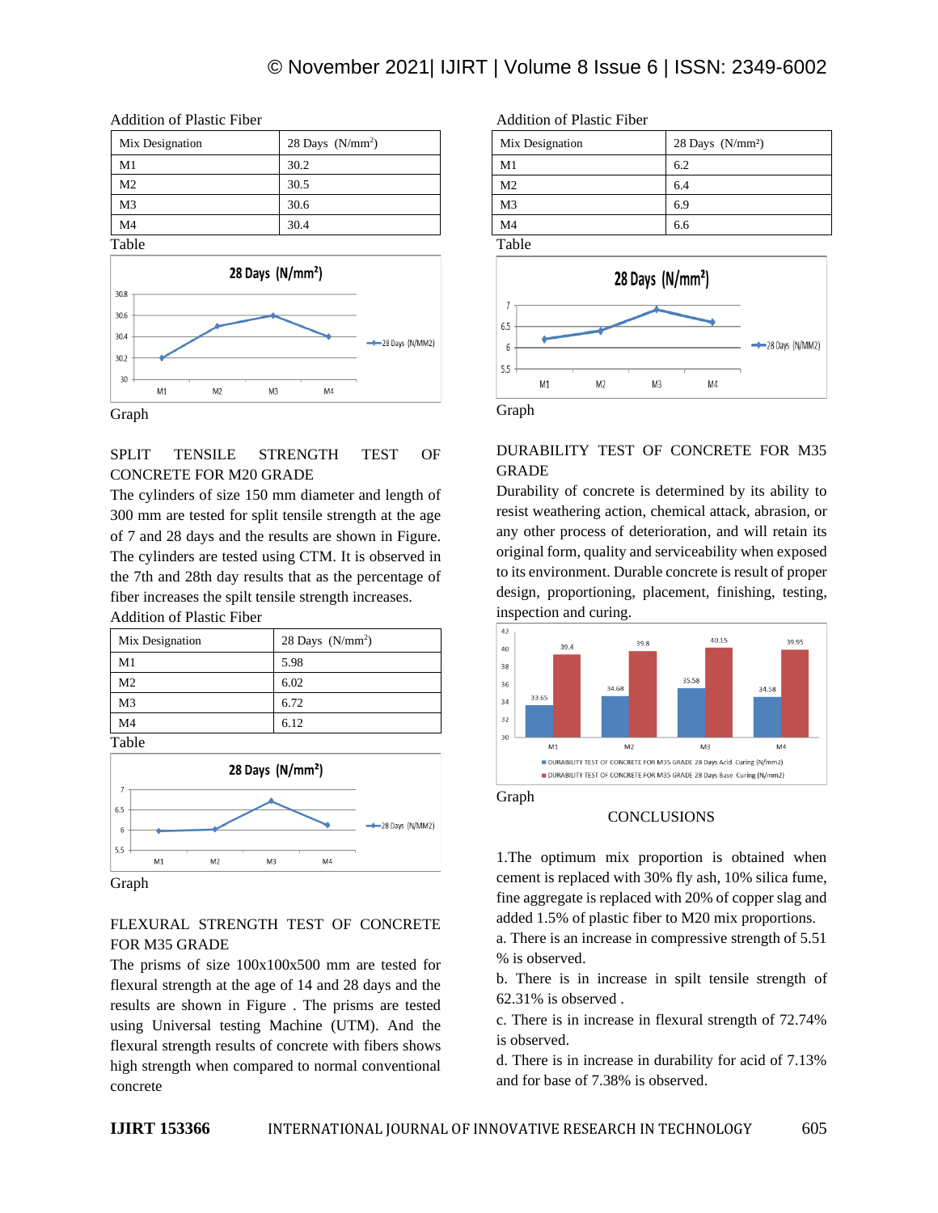Addition of Plastic Fiber

| Mix Designation | 28 Days (N/mm$^2$) |
|---|---|
| M1 | 30.2 |
| M2 | 30.5 |
| M3 | 30.6 |
| M4 | 30.4 |

Table

Graph

SPLIT TENSILE STRENGTH TEST OF CONCRETE FOR M20 GRADE

The cylinders of size 150 mm diameter and length of 300 mm are tested for split tensile strength at the age of 7 and 28 days and the results are shown in Figure. The cylinders are tested using CTM. It is observed in the 7th and 28th day results that as the percentage of fiber increases the spilt tensile strength increases.

Addition of Plastic Fiber

| Mix Designation | 28 Days (N/mm$^2$) |
|---|---|
| M1 | 5.98 |
| M2 | 6.02 |
| M3 | 6.72 |
| M4 | 6.12 |

Table

Graph

FLEXURAL STRENGTH TEST OF CONCRETE FOR M35 GRADE

The prisms of size 100x100x500 mm are tested for flexural strength at the age of 14 and 28 days and the results are shown in Figure . The prisms are tested using Universal testing Machine (UTM). And the flexural strength results of concrete with fibers shows high strength when compared to normal conventional concrete

Addition of Plastic Fiber

| Mix Designation | 28 Days (N/mm$^2$) |
|---|---|
| M1 | 6.2 |
| M2 | 6.4 |
| M3 | 6.9 |
| M4 | 6.6 |

Table

Graph

DURABILITY TEST OF CONCRETE FOR M35 GRADE

Durability of concrete is determined by its ability to resist weathering action, chemical attack, abrasion, or any other process of deterioration, and will retain its original form, quality and serviceability when exposed to its environment. Durable concrete is result of proper design, proportioning, placement, finishing, testing, inspection and curing.

Graph

## CONCLUSIONS

1.The optimum mix proportion is obtained when cement is replaced with 30% fly ash, 10% silica fume, fine aggregate is replaced with 20% of copper slag and added 1.5% of plastic fiber to M20 mix proportions.

a. There is an increase in compressive strength of 5.51 % is observed.

b. There is in increase in spilt tensile strength of 62.31% is observed .

c. There is in increase in flexural strength of 72.74% is observed.

d. There is in increase in durability for acid of 7.13% and for base of 7.38% is observed.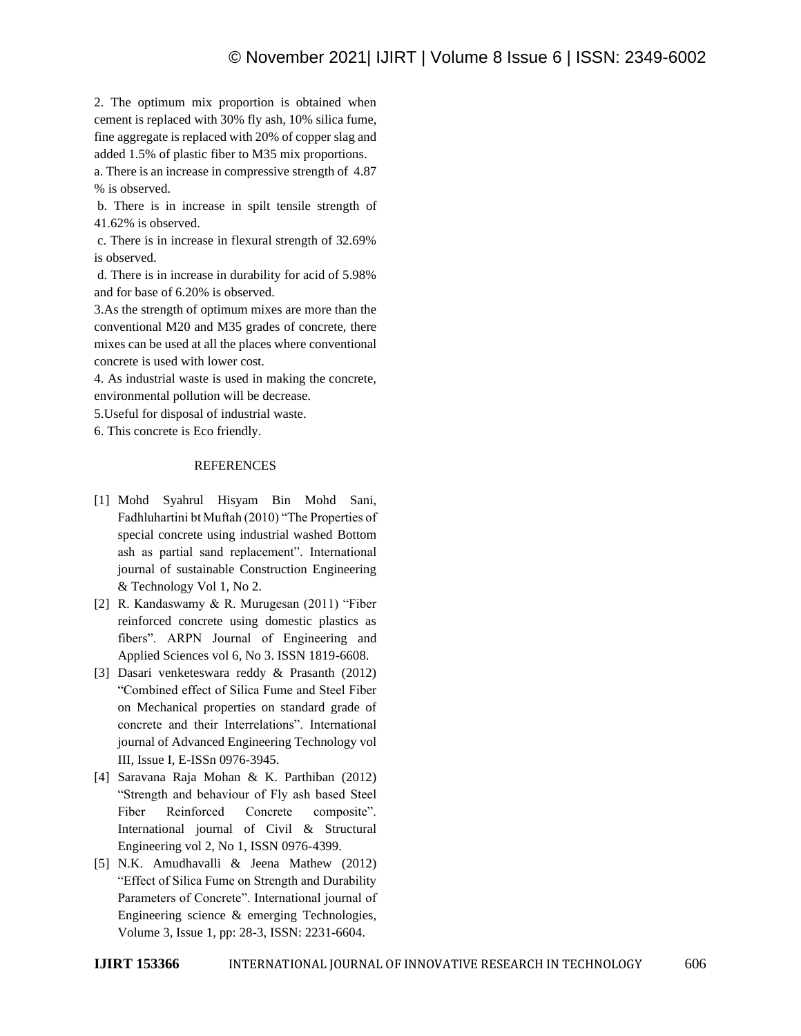2. The optimum mix proportion is obtained when cement is replaced with 30% fly ash, 10% silica fume, fine aggregate is replaced with 20% of copper slag and added 1.5% of plastic fiber to M35 mix proportions.

a. There is an increase in compressive strength of 4.87 % is observed.

b. There is in increase in spilt tensile strength of 41.62% is observed.

c. There is in increase in flexural strength of 32.69% is observed.

d. There is in increase in durability for acid of 5.98% and for base of 6.20% is observed.

3.As the strength of optimum mixes are more than the conventional M20 and M35 grades of concrete, there mixes can be used at all the places where conventional concrete is used with lower cost.

4. As industrial waste is used in making the concrete, environmental pollution will be decrease.

5.Useful for disposal of industrial waste.

6. This concrete is Eco friendly.

## REFERENCES

[1] Mohd Syahrul Hisyam Bin Mohd Sani, Fadhluhartini bt Muftah (2010) "The Properties of special concrete using industrial washed Bottom ash as partial sand replacement". International journal of sustainable Construction Engineering & Technology Vol 1, No 2.

[2] R. Kandaswamy & R. Murugesan (2011) "Fiber reinforced concrete using domestic plastics as fibers". ARPN Journal of Engineering and Applied Sciences vol 6, No 3. ISSN 1819-6608.

[3] Dasari venketeswara reddy & Prasanth (2012) "Combined effect of Silica Fume and Steel Fiber on Mechanical properties on standard grade of concrete and their Interrelations". International journal of Advanced Engineering Technology vol III, Issue I, E-ISSn 0976-3945.

[4] Saravana Raja Mohan & K. Parthiban (2012) "Strength and behaviour of Fly ash based Steel Fiber Reinforced Concrete composite". International journal of Civil & Structural Engineering vol 2, No 1, ISSN 0976-4399.

[5] N.K. Amudhavalli & Jeena Mathew (2012) "Effect of Silica Fume on Strength and Durability Parameters of Concrete". International journal of Engineering science & emerging Technologies, Volume 3, Issue 1, pp: 28-3, ISSN: 2231-6604.